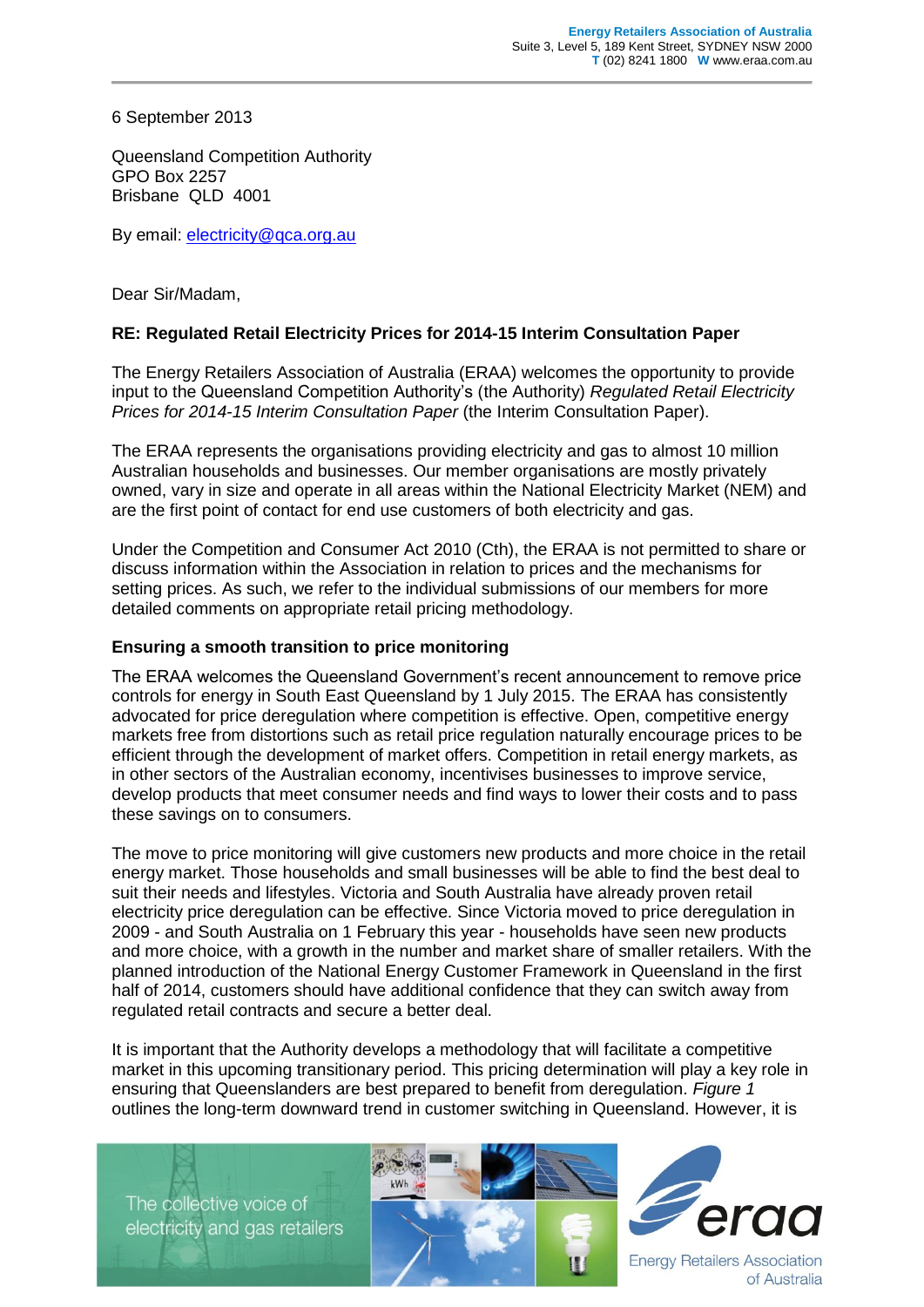Energy Retailers Association of Australia
Suite 3, Level 5, 189 Kent Street, SYDNEY NSW 2000
T (02) 8241 1800 W www.eraa.com.au

6 September 2013

Queensland Competition Authority
GPO Box 2257
Brisbane QLD 4001

By email: electricity@qca.org.au

Dear Sir/Madam,

**RE: Regulated Retail Electricity Prices for 2014-15 Interim Consultation Paper**

The Energy Retailers Association of Australia (ERAA) welcomes the opportunity to provide input to the Queensland Competition Authority's (the Authority) *Regulated Retail Electricity Prices for 2014-15 Interim Consultation Paper* (the Interim Consultation Paper).

The ERAA represents the organisations providing electricity and gas to almost 10 million Australian households and businesses. Our member organisations are mostly privately owned, vary in size and operate in all areas within the National Electricity Market (NEM) and are the first point of contact for end use customers of both electricity and gas.

Under the Competition and Consumer Act 2010 (Cth), the ERAA is not permitted to share or discuss information within the Association in relation to prices and the mechanisms for setting prices. As such, we refer to the individual submissions of our members for more detailed comments on appropriate retail pricing methodology.

**Ensuring a smooth transition to price monitoring**

The ERAA welcomes the Queensland Government's recent announcement to remove price controls for energy in South East Queensland by 1 July 2015. The ERAA has consistently advocated for price deregulation where competition is effective. Open, competitive energy markets free from distortions such as retail price regulation naturally encourage prices to be efficient through the development of market offers. Competition in retail energy markets, as in other sectors of the Australian economy, incentivises businesses to improve service, develop products that meet consumer needs and find ways to lower their costs and to pass these savings on to consumers.

The move to price monitoring will give customers new products and more choice in the retail energy market. Those households and small businesses will be able to find the best deal to suit their needs and lifestyles. Victoria and South Australia have already proven retail electricity price deregulation can be effective. Since Victoria moved to price deregulation in 2009 - and South Australia on 1 February this year - households have seen new products and more choice, with a growth in the number and market share of smaller retailers. With the planned introduction of the National Energy Customer Framework in Queensland in the first half of 2014, customers should have additional confidence that they can switch away from regulated retail contracts and secure a better deal.

It is important that the Authority develops a methodology that will facilitate a competitive market in this upcoming transitionary period. This pricing determination will play a key role in ensuring that Queenslanders are best prepared to benefit from deregulation. *Figure 1* outlines the long-term downward trend in customer switching in Queensland. However, it is

The collective voice of electricity and gas retailers

eraa
Energy Retailers Association of Australia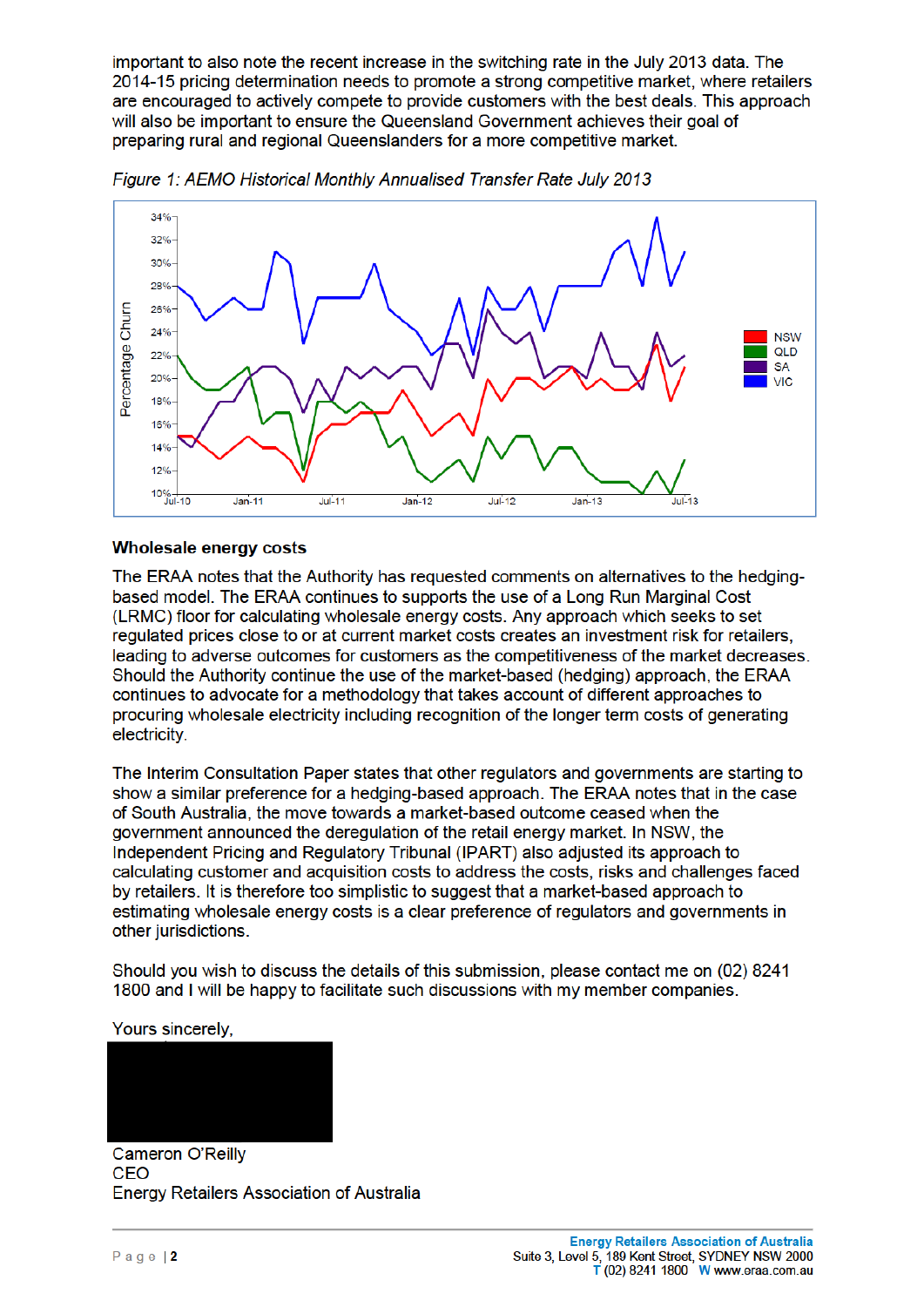important to also note the recent increase in the switching rate in the July 2013 data. The 2014-15 pricing determination needs to promote a strong competitive market, where retailers are encouraged to actively compete to provide customers with the best deals. This approach will also be important to ensure the Queensland Government achieves their goal of preparing rural and regional Queenslanders for a more competitive market.

*Figure 1: AEMO Historical Monthly Annualised Transfer Rate July 2013*

Percentage Churn

34%
32%
30%
28%
26%
24%
22%
20%
18%
16%
14%
12%
10%

Jul-10
Jan-11
Jul-11
Jan-12
Jul-12
Jan-13
Jul-13

NSW
QLD
SA
VIC

**Wholesale energy costs**

The ERAA notes that the Authority has requested comments on alternatives to the hedging-based model. The ERAA continues to supports the use of a Long Run Marginal Cost (LRMC) floor for calculating wholesale energy costs. Any approach which seeks to set regulated prices close to or at current market costs creates an investment risk for retailers, leading to adverse outcomes for customers as the competitiveness of the market decreases. Should the Authority continue the use of the market-based (hedging) approach, the ERAA continues to advocate for a methodology that takes account of different approaches to procuring wholesale electricity including recognition of the longer term costs of generating electricity.

The Interim Consultation Paper states that other regulators and governments are starting to show a similar preference for a hedging-based approach. The ERAA notes that in the case of South Australia, the move towards a market-based outcome ceased when the government announced the deregulation of the retail energy market. In NSW, the Independent Pricing and Regulatory Tribunal (IPART) also adjusted its approach to calculating customer and acquisition costs to address the costs, risks and challenges faced by retailers. It is therefore too simplistic to suggest that a market-based approach to estimating wholesale energy costs is a clear preference of regulators and governments in other jurisdictions.

Should you wish to discuss the details of this submission, please contact me on (02) 8241 1800 and I will be happy to facilitate such discussions with my member companies.

Yours sincerely,

Cameron O'Reilly
CEO
Energy Retailers Association of Australia